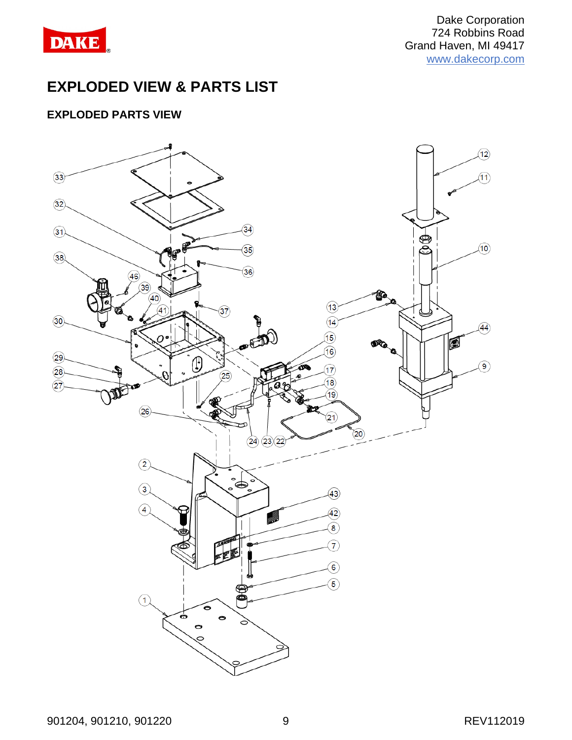Dake Corporation
724 Robbins Road
Grand Haven, MI 49417
www.dakecorp.com

# EXPLODED VIEW & PARTS LIST

## EXPLODED PARTS VIEW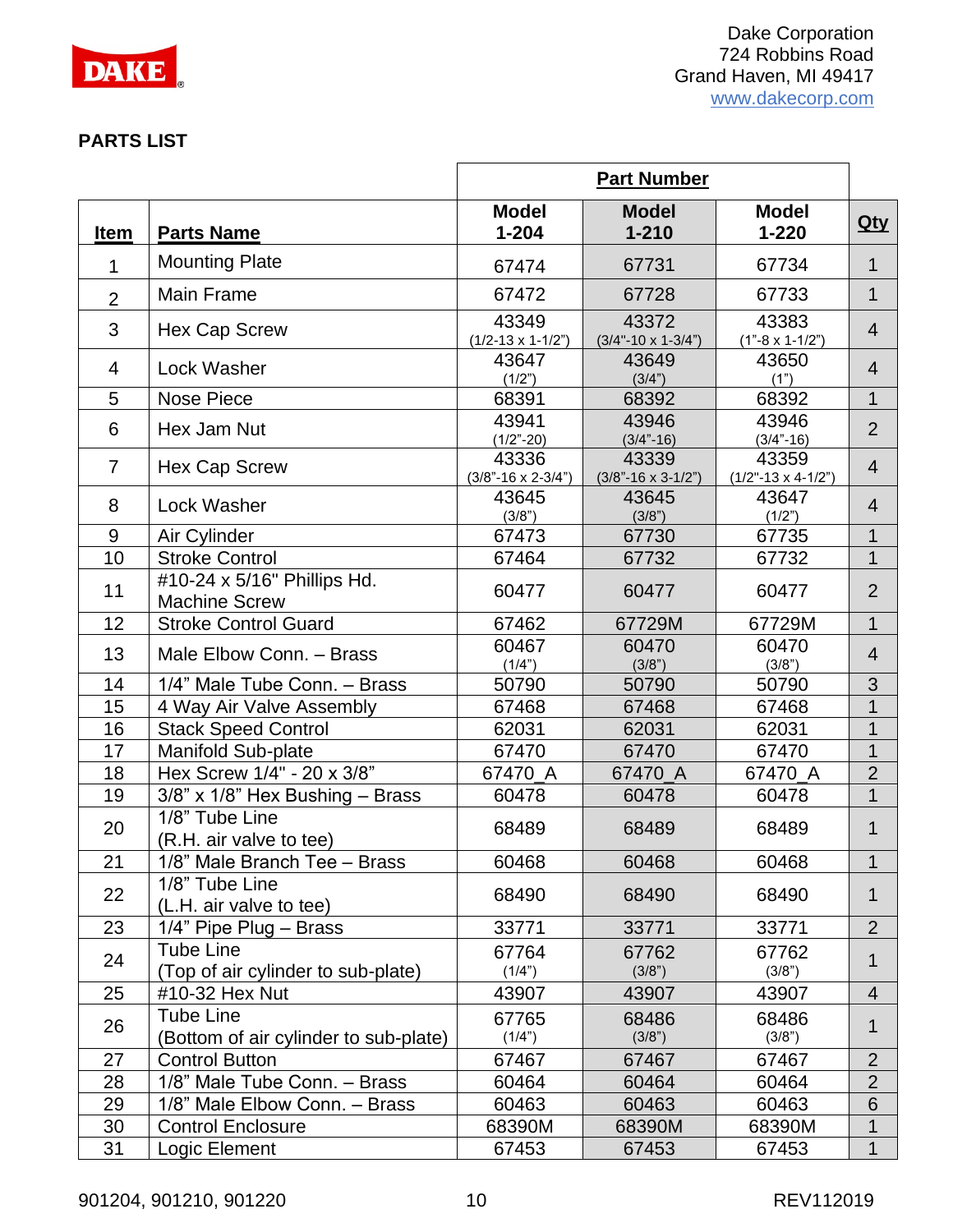## PARTS LIST

| | | Part Number | | | |
|---|---|---|---|---|---|
| **Item** | **Parts Name** | **Model 1-204** | **Model 1-210** | **Model 1-220** | **Qty** |
| 1 | Mounting Plate | 67474 | 67731 | 67734 | 1 |
| 2 | Main Frame | 67472 | 67728 | 67733 | 1 |
| 3 | Hex Cap Screw | 43349 (1/2-13 x 1-1/2") | 43372 (3/4"-10 x 1-3/4") | 43383 (1"-8 x 1-1/2") | 4 |
| 4 | Lock Washer | 43647 (1/2") | 43649 (3/4") | 43650 (1") | 4 |
| 5 | Nose Piece | 68391 | 68392 | 68392 | 1 |
| 6 | Hex Jam Nut | 43941 (1/2"-20) | 43946 (3/4"-16) | 43946 (3/4"-16) | 2 |
| 7 | Hex Cap Screw | 43336 (3/8"-16 x 2-3/4") | 43339 (3/8"-16 x 3-1/2") | 43359 (1/2"-13 x 4-1/2") | 4 |
| 8 | Lock Washer | 43645 (3/8") | 43645 (3/8") | 43647 (1/2") | 4 |
| 9 | Air Cylinder | 67473 | 67730 | 67735 | 1 |
| 10 | Stroke Control | 67464 | 67732 | 67732 | 1 |
| 11 | #10-24 x 5/16" Phillips Hd. Machine Screw | 60477 | 60477 | 60477 | 2 |
| 12 | Stroke Control Guard | 67462 | 67729M | 67729M | 1 |
| 13 | Male Elbow Conn. – Brass | 60467 (1/4") | 60470 (3/8") | 60470 (3/8") | 4 |
| 14 | 1/4" Male Tube Conn. – Brass | 50790 | 50790 | 50790 | 3 |
| 15 | 4 Way Air Valve Assembly | 67468 | 67468 | 67468 | 1 |
| 16 | Stack Speed Control | 62031 | 62031 | 62031 | 1 |
| 17 | Manifold Sub-plate | 67470 | 67470 | 67470 | 1 |
| 18 | Hex Screw 1/4" - 20 x 3/8" | 67470_A | 67470_A | 67470_A | 2 |
| 19 | 3/8" x 1/8" Hex Bushing – Brass | 60478 | 60478 | 60478 | 1 |
| 20 | 1/8" Tube Line (R.H. air valve to tee) | 68489 | 68489 | 68489 | 1 |
| 21 | 1/8" Male Branch Tee – Brass | 60468 | 60468 | 60468 | 1 |
| 22 | 1/8" Tube Line (L.H. air valve to tee) | 68490 | 68490 | 68490 | 1 |
| 23 | 1/4" Pipe Plug – Brass | 33771 | 33771 | 33771 | 2 |
| 24 | Tube Line (Top of air cylinder to sub-plate) | 67764 (1/4") | 67762 (3/8") | 67762 (3/8") | 1 |
| 25 | #10-32 Hex Nut | 43907 | 43907 | 43907 | 4 |
| 26 | Tube Line (Bottom of air cylinder to sub-plate) | 67765 (1/4") | 68486 (3/8") | 68486 (3/8") | 1 |
| 27 | Control Button | 67467 | 67467 | 67467 | 2 |
| 28 | 1/8" Male Tube Conn. – Brass | 60464 | 60464 | 60464 | 2 |
| 29 | 1/8" Male Elbow Conn. – Brass | 60463 | 60463 | 60463 | 6 |
| 30 | Control Enclosure | 68390M | 68390M | 68390M | 1 |
| 31 | Logic Element | 67453 | 67453 | 67453 | 1 |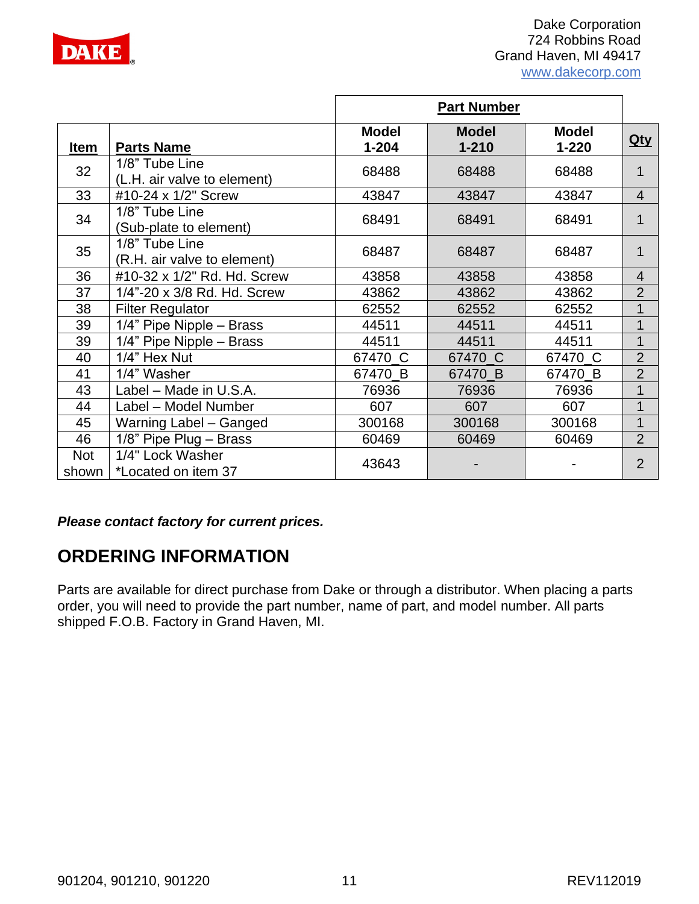Dake Corporation
724 Robbins Road
Grand Haven, MI 49417
www.dakecorp.com

| Item | Parts Name | Part Number<br>Model 1-204 | <br>Model 1-210 | <br>Model 1-220 | Qty |
|---|---|---|---|---|---|
| 32 | 1/8" Tube Line<br>(L.H. air valve to element) | 68488 | 68488 | 68488 | 1 |
| 33 | #10-24 x 1/2" Screw | 43847 | 43847 | 43847 | 4 |
| 34 | 1/8" Tube Line<br>(Sub-plate to element) | 68491 | 68491 | 68491 | 1 |
| 35 | 1/8" Tube Line<br>(R.H. air valve to element) | 68487 | 68487 | 68487 | 1 |
| 36 | #10-32 x 1/2" Rd. Hd. Screw | 43858 | 43858 | 43858 | 4 |
| 37 | 1/4"-20 x 3/8 Rd. Hd. Screw | 43862 | 43862 | 43862 | 2 |
| 38 | Filter Regulator | 62552 | 62552 | 62552 | 1 |
| 39 | 1/4" Pipe Nipple – Brass | 44511 | 44511 | 44511 | 1 |
| 39 | 1/4" Pipe Nipple – Brass | 44511 | 44511 | 44511 | 1 |
| 40 | 1/4" Hex Nut | 67470_C | 67470_C | 67470_C | 2 |
| 41 | 1/4" Washer | 67470_B | 67470_B | 67470_B | 2 |
| 43 | Label – Made in U.S.A. | 76936 | 76936 | 76936 | 1 |
| 44 | Label – Model Number | 607 | 607 | 607 | 1 |
| 45 | Warning Label – Ganged | 300168 | 300168 | 300168 | 1 |
| 46 | 1/8" Pipe Plug – Brass | 60469 | 60469 | 60469 | 2 |
| Not shown | 1/4" Lock Washer<br>*Located on item 37 | 43643 | - | - | 2 |

***Please contact factory for current prices.***

## ORDERING INFORMATION

Parts are available for direct purchase from Dake or through a distributor. When placing a parts order, you will need to provide the part number, name of part, and model number. All parts shipped F.O.B. Factory in Grand Haven, MI.